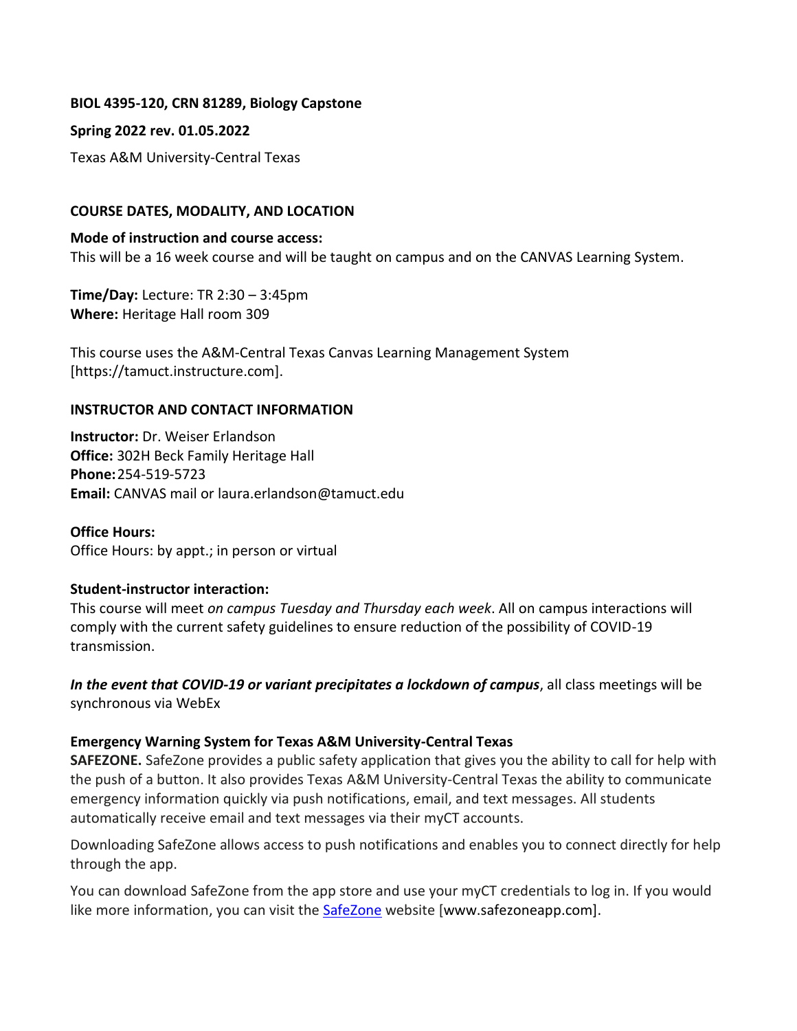**BIOL 4395-120, CRN 81289, Biology Capstone**

**Spring 2022 rev. 01.05.2022**

Texas A&M University-Central Texas

## COURSE DATES, MODALITY, AND LOCATION

**Mode of instruction and course access:**
This will be a 16 week course and will be taught on campus and on the CANVAS Learning System.

**Time/Day:** Lecture: TR 2:30 – 3:45pm
**Where:** Heritage Hall room 309

This course uses the A&M-Central Texas Canvas Learning Management System [https://tamuct.instructure.com].

## INSTRUCTOR AND CONTACT INFORMATION

**Instructor:** Dr. Weiser Erlandson
**Office:** 302H Beck Family Heritage Hall
**Phone:** 254-519-5723
**Email:** CANVAS mail or laura.erlandson@tamuct.edu

**Office Hours:**
Office Hours: by appt.; in person or virtual

**Student-instructor interaction:**
This course will meet *on campus Tuesday and Thursday each week*. All on campus interactions will comply with the current safety guidelines to ensure reduction of the possibility of COVID-19 transmission.

***In the event that COVID-19 or variant precipitates a lockdown of campus***, all class meetings will be synchronous via WebEx

**Emergency Warning System for Texas A&M University-Central Texas**
**SAFEZONE.** SafeZone provides a public safety application that gives you the ability to call for help with the push of a button. It also provides Texas A&M University-Central Texas the ability to communicate emergency information quickly via push notifications, email, and text messages. All students automatically receive email and text messages via their myCT accounts.

Downloading SafeZone allows access to push notifications and enables you to connect directly for help through the app.

You can download SafeZone from the app store and use your myCT credentials to log in. If you would like more information, you can visit the SafeZone website [www.safezoneapp.com].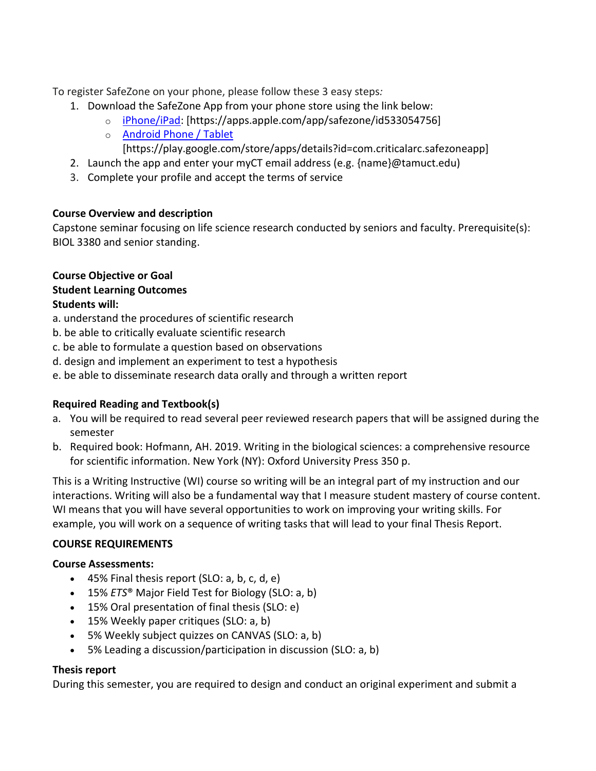To register SafeZone on your phone, please follow these 3 easy steps*:*

1. Download the SafeZone App from your phone store using the link below:
   - iPhone/iPad: [https://apps.apple.com/app/safezone/id533054756]
   - Android Phone / Tablet [https://play.google.com/store/apps/details?id=com.criticalarc.safezoneapp]
2. Launch the app and enter your myCT email address (e.g. {name}@tamuct.edu)
3. Complete your profile and accept the terms of service

**Course Overview and description**

Capstone seminar focusing on life science research conducted by seniors and faculty. Prerequisite(s): BIOL 3380 and senior standing.

**Course Objective or Goal**

**Student Learning Outcomes**

**Students will:**

a. understand the procedures of scientific research
b. be able to critically evaluate scientific research
c. be able to formulate a question based on observations
d. design and implement an experiment to test a hypothesis
e. be able to disseminate research data orally and through a written report

**Required Reading and Textbook(s)**

a. You will be required to read several peer reviewed research papers that will be assigned during the semester
b. Required book: Hofmann, AH. 2019. Writing in the biological sciences: a comprehensive resource for scientific information. New York (NY): Oxford University Press 350 p.

This is a Writing Instructive (WI) course so writing will be an integral part of my instruction and our interactions. Writing will also be a fundamental way that I measure student mastery of course content. WI means that you will have several opportunities to work on improving your writing skills. For example, you will work on a sequence of writing tasks that will lead to your final Thesis Report.

**COURSE REQUIREMENTS**

**Course Assessments:**

- 45% Final thesis report (SLO: a, b, c, d, e)
- 15% *ETS*® Major Field Test for Biology (SLO: a, b)
- 15% Oral presentation of final thesis (SLO: e)
- 15% Weekly paper critiques (SLO: a, b)
- 5% Weekly subject quizzes on CANVAS (SLO: a, b)
- 5% Leading a discussion/participation in discussion (SLO: a, b)

**Thesis report**

During this semester, you are required to design and conduct an original experiment and submit a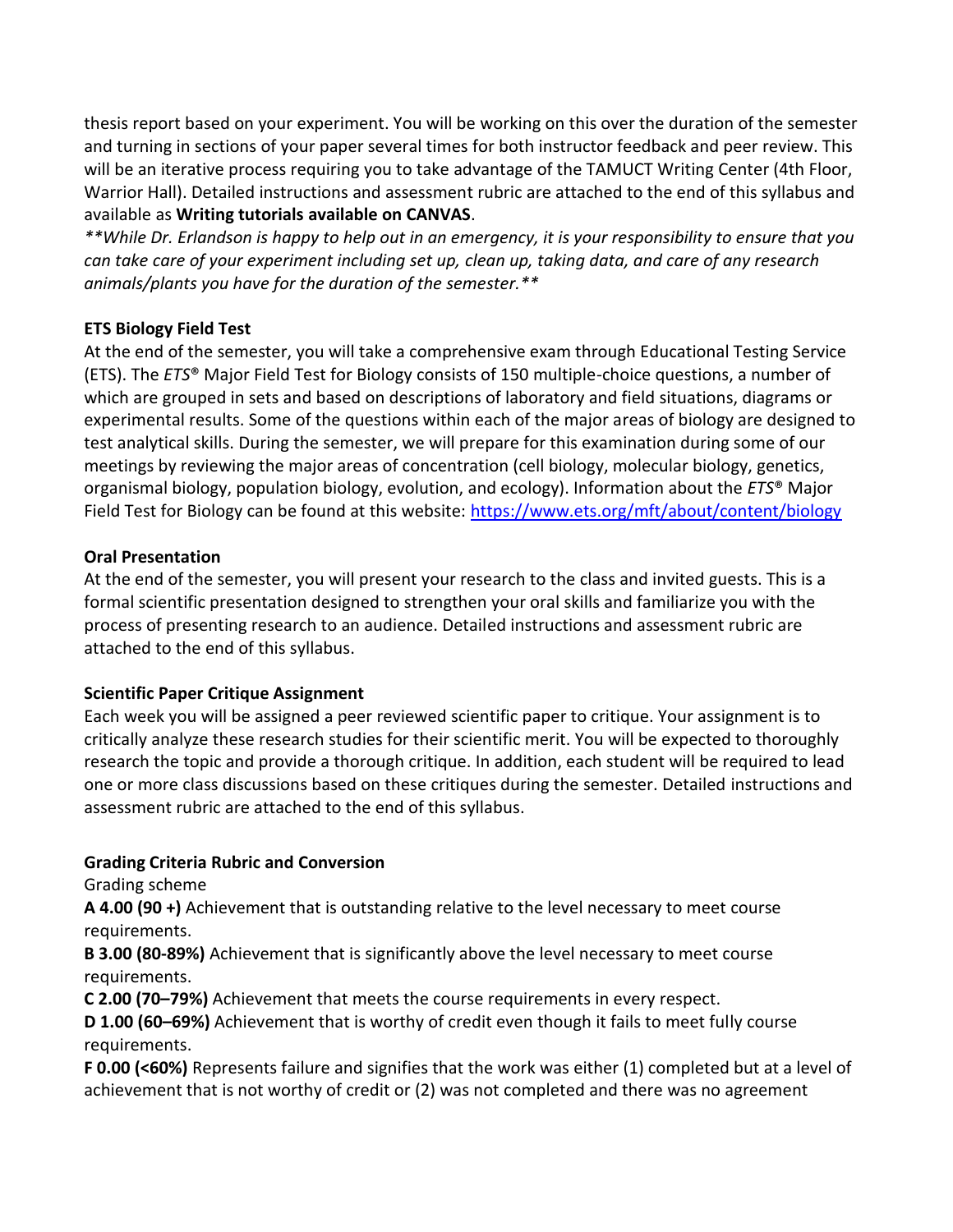thesis report based on your experiment. You will be working on this over the duration of the semester and turning in sections of your paper several times for both instructor feedback and peer review. This will be an iterative process requiring you to take advantage of the TAMUCT Writing Center (4th Floor, Warrior Hall). Detailed instructions and assessment rubric are attached to the end of this syllabus and available as **Writing tutorials available on CANVAS**.

*\*\*While Dr. Erlandson is happy to help out in an emergency, it is your responsibility to ensure that you can take care of your experiment including set up, clean up, taking data, and care of any research animals/plants you have for the duration of the semester.\*\**

**ETS Biology Field Test**

At the end of the semester, you will take a comprehensive exam through Educational Testing Service (ETS). The *ETS*® Major Field Test for Biology consists of 150 multiple-choice questions, a number of which are grouped in sets and based on descriptions of laboratory and field situations, diagrams or experimental results. Some of the questions within each of the major areas of biology are designed to test analytical skills. During the semester, we will prepare for this examination during some of our meetings by reviewing the major areas of concentration (cell biology, molecular biology, genetics, organismal biology, population biology, evolution, and ecology). Information about the *ETS*® Major Field Test for Biology can be found at this website: https://www.ets.org/mft/about/content/biology

**Oral Presentation**

At the end of the semester, you will present your research to the class and invited guests. This is a formal scientific presentation designed to strengthen your oral skills and familiarize you with the process of presenting research to an audience. Detailed instructions and assessment rubric are attached to the end of this syllabus.

**Scientific Paper Critique Assignment**

Each week you will be assigned a peer reviewed scientific paper to critique. Your assignment is to critically analyze these research studies for their scientific merit. You will be expected to thoroughly research the topic and provide a thorough critique. In addition, each student will be required to lead one or more class discussions based on these critiques during the semester. Detailed instructions and assessment rubric are attached to the end of this syllabus.

**Grading Criteria Rubric and Conversion**

Grading scheme

**A 4.00 (90 +)** Achievement that is outstanding relative to the level necessary to meet course requirements.

**B 3.00 (80-89%)** Achievement that is significantly above the level necessary to meet course requirements.

**C 2.00 (70–79%)** Achievement that meets the course requirements in every respect.

**D 1.00 (60–69%)** Achievement that is worthy of credit even though it fails to meet fully course requirements.

**F 0.00 (<60%)** Represents failure and signifies that the work was either (1) completed but at a level of achievement that is not worthy of credit or (2) was not completed and there was no agreement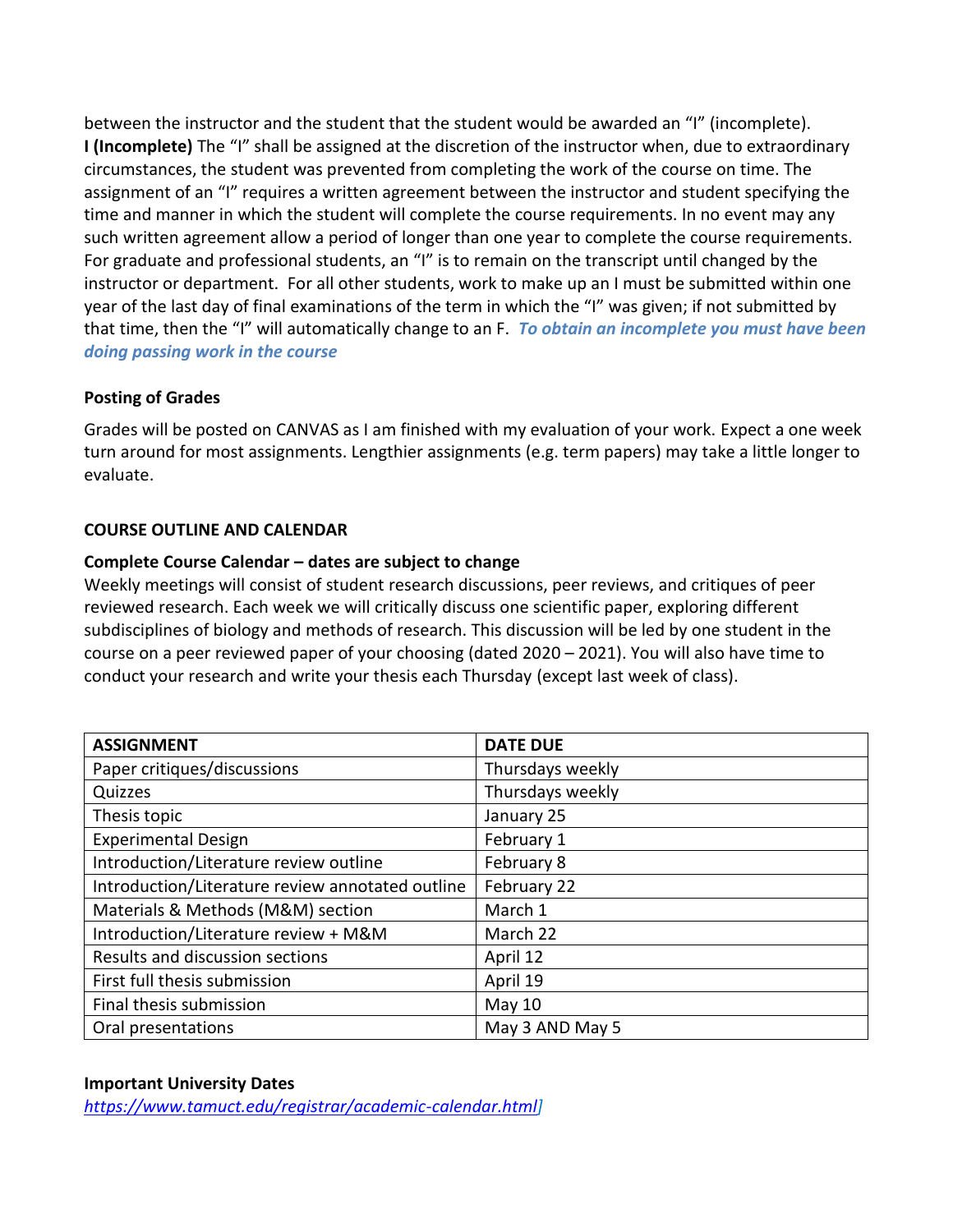between the instructor and the student that the student would be awarded an "I" (incomplete).
**I (Incomplete)** The "I" shall be assigned at the discretion of the instructor when, due to extraordinary circumstances, the student was prevented from completing the work of the course on time. The assignment of an "I" requires a written agreement between the instructor and student specifying the time and manner in which the student will complete the course requirements. In no event may any such written agreement allow a period of longer than one year to complete the course requirements. For graduate and professional students, an "I" is to remain on the transcript until changed by the instructor or department. For all other students, work to make up an I must be submitted within one year of the last day of final examinations of the term in which the "I" was given; if not submitted by that time, then the "I" will automatically change to an F. ***To obtain an incomplete you must have been doing passing work in the course***

**Posting of Grades**

Grades will be posted on CANVAS as I am finished with my evaluation of your work. Expect a one week turn around for most assignments. Lengthier assignments (e.g. term papers) may take a little longer to evaluate.

**COURSE OUTLINE AND CALENDAR**

**Complete Course Calendar – dates are subject to change**
Weekly meetings will consist of student research discussions, peer reviews, and critiques of peer reviewed research. Each week we will critically discuss one scientific paper, exploring different subdisciplines of biology and methods of research. This discussion will be led by one student in the course on a peer reviewed paper of your choosing (dated 2020 – 2021). You will also have time to conduct your research and write your thesis each Thursday (except last week of class).

| ASSIGNMENT | DATE DUE |
|---|---|
| Paper critiques/discussions | Thursdays weekly |
| Quizzes | Thursdays weekly |
| Thesis topic | January 25 |
| Experimental Design | February 1 |
| Introduction/Literature review outline | February 8 |
| Introduction/Literature review annotated outline | February 22 |
| Materials & Methods (M&M) section | March 1 |
| Introduction/Literature review + M&M | March 22 |
| Results and discussion sections | April 12 |
| First full thesis submission | April 19 |
| Final thesis submission | May 10 |
| Oral presentations | May 3 AND May 5 |

**Important University Dates**
*https://www.tamuct.edu/registrar/academic-calendar.html]*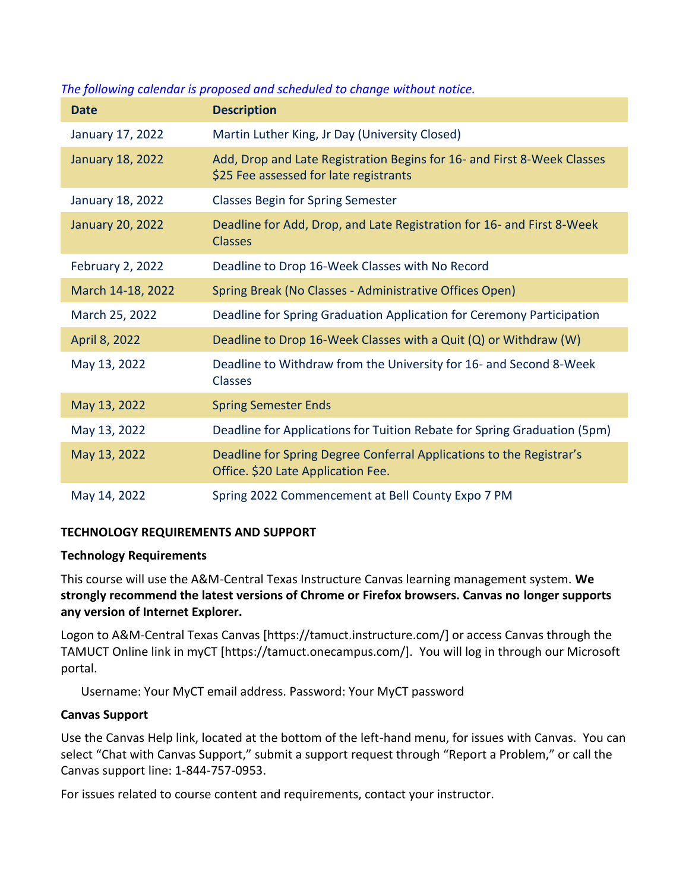*The following calendar is proposed and scheduled to change without notice.*

| Date | Description |
|---|---|
| January 17, 2022 | Martin Luther King, Jr Day (University Closed) |
| January 18, 2022 | Add, Drop and Late Registration Begins for 16- and First 8-Week Classes $25 Fee assessed for late registrants |
| January 18, 2022 | Classes Begin for Spring Semester |
| January 20, 2022 | Deadline for Add, Drop, and Late Registration for 16- and First 8-Week Classes |
| February 2, 2022 | Deadline to Drop 16-Week Classes with No Record |
| March 14-18, 2022 | Spring Break (No Classes - Administrative Offices Open) |
| March 25, 2022 | Deadline for Spring Graduation Application for Ceremony Participation |
| April 8, 2022 | Deadline to Drop 16-Week Classes with a Quit (Q) or Withdraw (W) |
| May 13, 2022 | Deadline to Withdraw from the University for 16- and Second 8-Week Classes |
| May 13, 2022 | Spring Semester Ends |
| May 13, 2022 | Deadline for Applications for Tuition Rebate for Spring Graduation (5pm) |
| May 13, 2022 | Deadline for Spring Degree Conferral Applications to the Registrar's Office. $20 Late Application Fee. |
| May 14, 2022 | Spring 2022 Commencement at Bell County Expo 7 PM |

## TECHNOLOGY REQUIREMENTS AND SUPPORT

### Technology Requirements

This course will use the A&M-Central Texas Instructure Canvas learning management system. **We strongly recommend the latest versions of Chrome or Firefox browsers. Canvas no longer supports any version of Internet Explorer.**

Logon to A&M-Central Texas Canvas [https://tamuct.instructure.com/] or access Canvas through the TAMUCT Online link in myCT [https://tamuct.onecampus.com/]. You will log in through our Microsoft portal.

Username: Your MyCT email address. Password: Your MyCT password

### Canvas Support

Use the Canvas Help link, located at the bottom of the left-hand menu, for issues with Canvas. You can select "Chat with Canvas Support," submit a support request through "Report a Problem," or call the Canvas support line: 1-844-757-0953.

For issues related to course content and requirements, contact your instructor.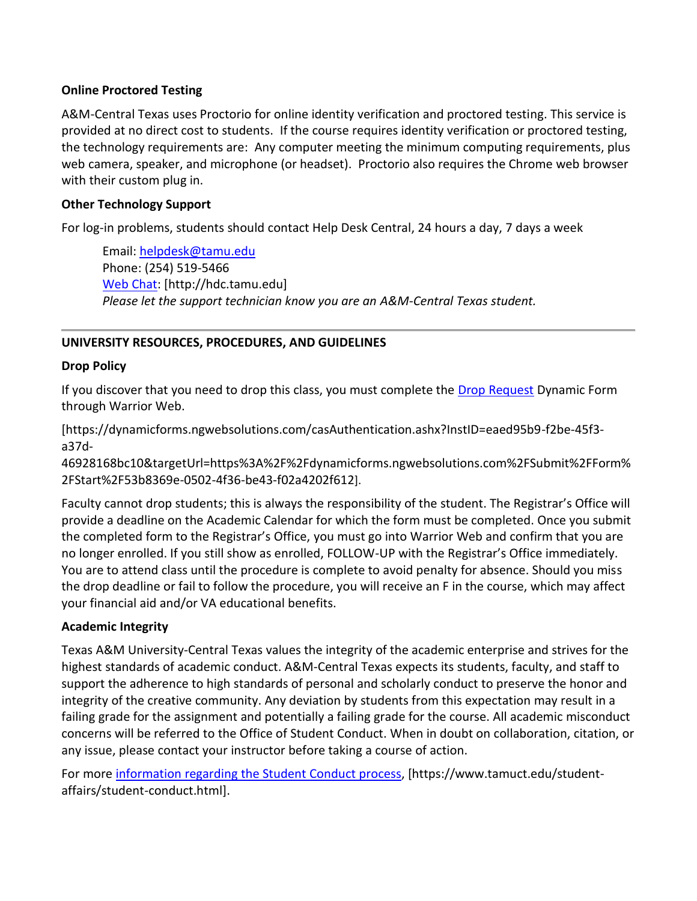**Online Proctored Testing**

A&M-Central Texas uses Proctorio for online identity verification and proctored testing. This service is provided at no direct cost to students. If the course requires identity verification or proctored testing, the technology requirements are: Any computer meeting the minimum computing requirements, plus web camera, speaker, and microphone (or headset). Proctorio also requires the Chrome web browser with their custom plug in.

**Other Technology Support**

For log-in problems, students should contact Help Desk Central, 24 hours a day, 7 days a week

> Email: helpdesk@tamu.edu
> Phone: (254) 519-5466
> Web Chat: [http://hdc.tamu.edu]
> *Please let the support technician know you are an A&M-Central Texas student.*

---

**UNIVERSITY RESOURCES, PROCEDURES, AND GUIDELINES**

**Drop Policy**

If you discover that you need to drop this class, you must complete the Drop Request Dynamic Form through Warrior Web.

[https://dynamicforms.ngwebsolutions.com/casAuthentication.ashx?InstID=eaed95b9-f2be-45f3-a37d-46928168bc10&targetUrl=https%3A%2F%2Fdynamicforms.ngwebsolutions.com%2FSubmit%2FForm%2FStart%2F53b8369e-0502-4f36-be43-f02a4202f612].

Faculty cannot drop students; this is always the responsibility of the student. The Registrar's Office will provide a deadline on the Academic Calendar for which the form must be completed. Once you submit the completed form to the Registrar's Office, you must go into Warrior Web and confirm that you are no longer enrolled. If you still show as enrolled, FOLLOW-UP with the Registrar's Office immediately. You are to attend class until the procedure is complete to avoid penalty for absence. Should you miss the drop deadline or fail to follow the procedure, you will receive an F in the course, which may affect your financial aid and/or VA educational benefits.

**Academic Integrity**

Texas A&M University-Central Texas values the integrity of the academic enterprise and strives for the highest standards of academic conduct. A&M-Central Texas expects its students, faculty, and staff to support the adherence to high standards of personal and scholarly conduct to preserve the honor and integrity of the creative community. Any deviation by students from this expectation may result in a failing grade for the assignment and potentially a failing grade for the course. All academic misconduct concerns will be referred to the Office of Student Conduct. When in doubt on collaboration, citation, or any issue, please contact your instructor before taking a course of action.

For more information regarding the Student Conduct process, [https://www.tamuct.edu/student-affairs/student-conduct.html].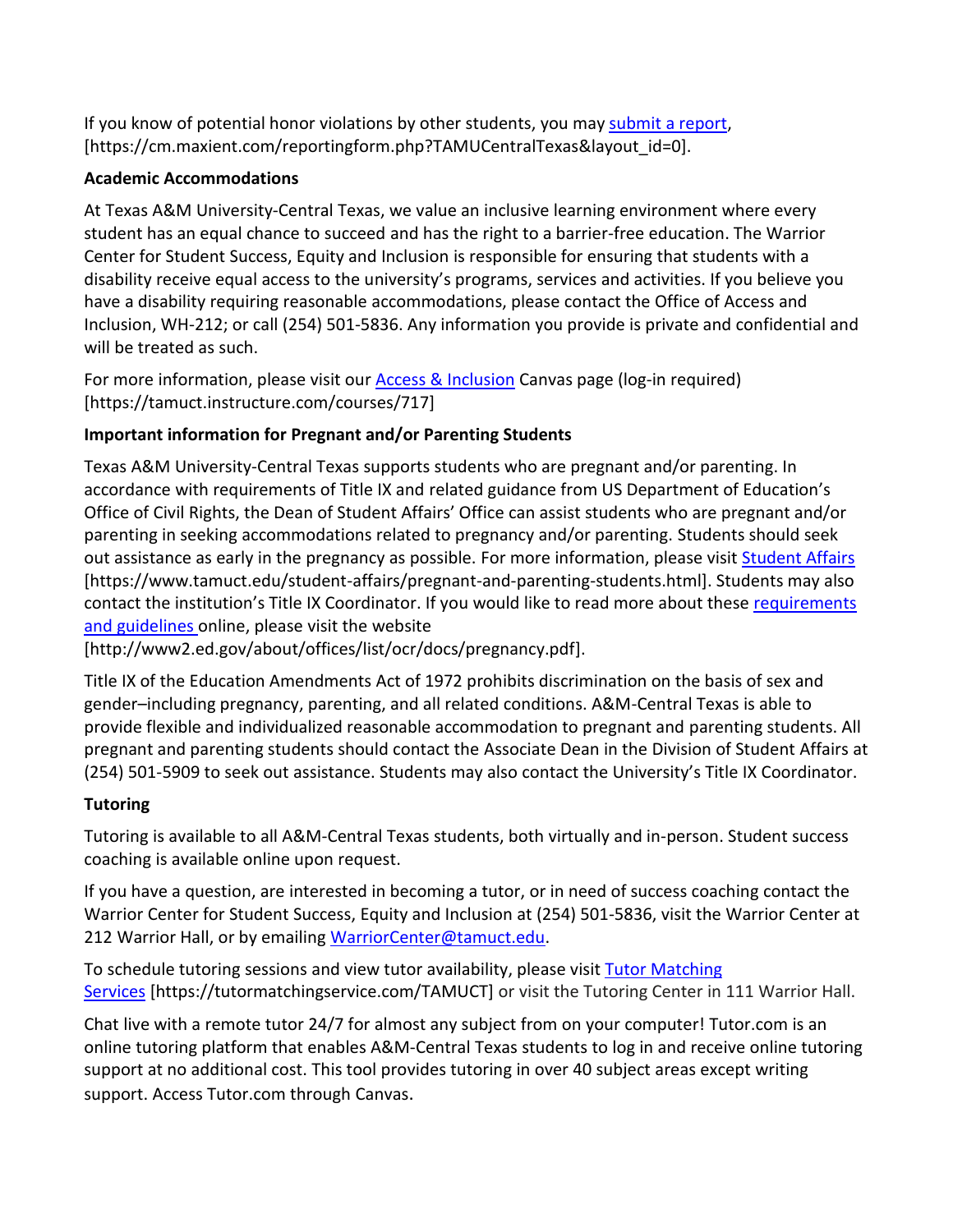If you know of potential honor violations by other students, you may [submit a report](https://cm.maxient.com/reportingform.php?TAMUCentralTexas&layout_id=0), [https://cm.maxient.com/reportingform.php?TAMUCentralTexas&layout_id=0].

**Academic Accommodations**

At Texas A&M University-Central Texas, we value an inclusive learning environment where every student has an equal chance to succeed and has the right to a barrier-free education. The Warrior Center for Student Success, Equity and Inclusion is responsible for ensuring that students with a disability receive equal access to the university's programs, services and activities. If you believe you have a disability requiring reasonable accommodations, please contact the Office of Access and Inclusion, WH-212; or call (254) 501-5836. Any information you provide is private and confidential and will be treated as such.

For more information, please visit our [Access & Inclusion](https://tamuct.instructure.com/courses/717) Canvas page (log-in required) [https://tamuct.instructure.com/courses/717]

**Important information for Pregnant and/or Parenting Students**

Texas A&M University-Central Texas supports students who are pregnant and/or parenting. In accordance with requirements of Title IX and related guidance from US Department of Education's Office of Civil Rights, the Dean of Student Affairs' Office can assist students who are pregnant and/or parenting in seeking accommodations related to pregnancy and/or parenting. Students should seek out assistance as early in the pregnancy as possible. For more information, please visit [Student Affairs](https://www.tamuct.edu/student-affairs/pregnant-and-parenting-students.html) [https://www.tamuct.edu/student-affairs/pregnant-and-parenting-students.html]. Students may also contact the institution's Title IX Coordinator. If you would like to read more about these [requirements and guidelines](http://www2.ed.gov/about/offices/list/ocr/docs/pregnancy.pdf) online, please visit the website [http://www2.ed.gov/about/offices/list/ocr/docs/pregnancy.pdf].

Title IX of the Education Amendments Act of 1972 prohibits discrimination on the basis of sex and gender–including pregnancy, parenting, and all related conditions. A&M-Central Texas is able to provide flexible and individualized reasonable accommodation to pregnant and parenting students. All pregnant and parenting students should contact the Associate Dean in the Division of Student Affairs at (254) 501-5909 to seek out assistance. Students may also contact the University's Title IX Coordinator.

**Tutoring**

Tutoring is available to all A&M-Central Texas students, both virtually and in-person. Student success coaching is available online upon request.

If you have a question, are interested in becoming a tutor, or in need of success coaching contact the Warrior Center for Student Success, Equity and Inclusion at (254) 501-5836, visit the Warrior Center at 212 Warrior Hall, or by emailing [WarriorCenter@tamuct.edu](mailto:WarriorCenter@tamuct.edu).

To schedule tutoring sessions and view tutor availability, please visit [Tutor Matching Services](https://tutormatchingservice.com/TAMUCT) [https://tutormatchingservice.com/TAMUCT] or visit the Tutoring Center in 111 Warrior Hall.

Chat live with a remote tutor 24/7 for almost any subject from on your computer! Tutor.com is an online tutoring platform that enables A&M-Central Texas students to log in and receive online tutoring support at no additional cost. This tool provides tutoring in over 40 subject areas except writing support. Access Tutor.com through Canvas.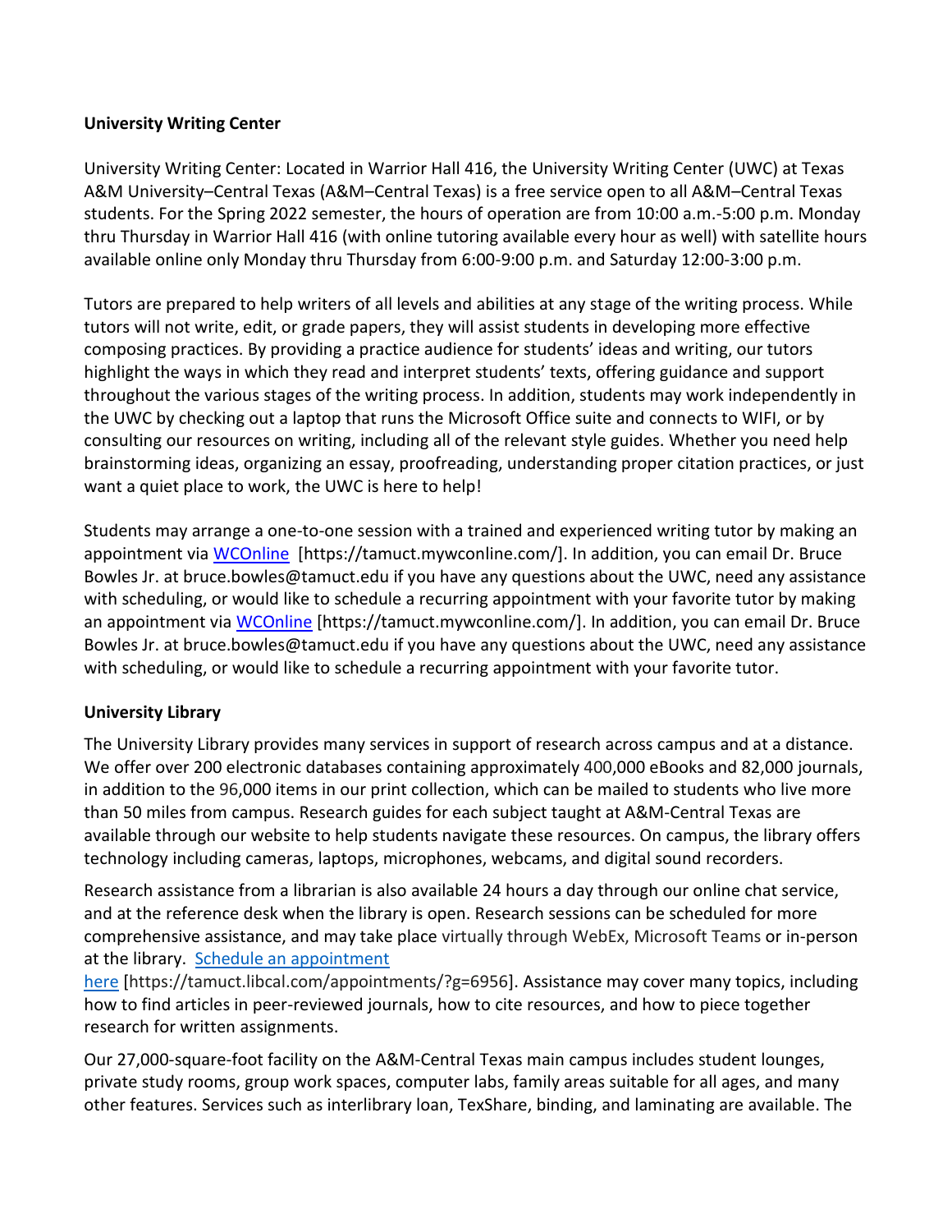**University Writing Center**

University Writing Center: Located in Warrior Hall 416, the University Writing Center (UWC) at Texas A&M University–Central Texas (A&M–Central Texas) is a free service open to all A&M–Central Texas students. For the Spring 2022 semester, the hours of operation are from 10:00 a.m.-5:00 p.m. Monday thru Thursday in Warrior Hall 416 (with online tutoring available every hour as well) with satellite hours available online only Monday thru Thursday from 6:00-9:00 p.m. and Saturday 12:00-3:00 p.m.

Tutors are prepared to help writers of all levels and abilities at any stage of the writing process. While tutors will not write, edit, or grade papers, they will assist students in developing more effective composing practices. By providing a practice audience for students' ideas and writing, our tutors highlight the ways in which they read and interpret students' texts, offering guidance and support throughout the various stages of the writing process. In addition, students may work independently in the UWC by checking out a laptop that runs the Microsoft Office suite and connects to WIFI, or by consulting our resources on writing, including all of the relevant style guides. Whether you need help brainstorming ideas, organizing an essay, proofreading, understanding proper citation practices, or just want a quiet place to work, the UWC is here to help!

Students may arrange a one-to-one session with a trained and experienced writing tutor by making an appointment via WCOnline [https://tamuct.mywconline.com/]. In addition, you can email Dr. Bruce Bowles Jr. at bruce.bowles@tamuct.edu if you have any questions about the UWC, need any assistance with scheduling, or would like to schedule a recurring appointment with your favorite tutor by making an appointment via WCOnline [https://tamuct.mywconline.com/]. In addition, you can email Dr. Bruce Bowles Jr. at bruce.bowles@tamuct.edu if you have any questions about the UWC, need any assistance with scheduling, or would like to schedule a recurring appointment with your favorite tutor.

**University Library**

The University Library provides many services in support of research across campus and at a distance. We offer over 200 electronic databases containing approximately 400,000 eBooks and 82,000 journals, in addition to the 96,000 items in our print collection, which can be mailed to students who live more than 50 miles from campus. Research guides for each subject taught at A&M-Central Texas are available through our website to help students navigate these resources. On campus, the library offers technology including cameras, laptops, microphones, webcams, and digital sound recorders.

Research assistance from a librarian is also available 24 hours a day through our online chat service, and at the reference desk when the library is open. Research sessions can be scheduled for more comprehensive assistance, and may take place virtually through WebEx, Microsoft Teams or in-person at the library. Schedule an appointment here [https://tamuct.libcal.com/appointments/?g=6956]. Assistance may cover many topics, including how to find articles in peer-reviewed journals, how to cite resources, and how to piece together research for written assignments.

Our 27,000-square-foot facility on the A&M-Central Texas main campus includes student lounges, private study rooms, group work spaces, computer labs, family areas suitable for all ages, and many other features. Services such as interlibrary loan, TexShare, binding, and laminating are available. The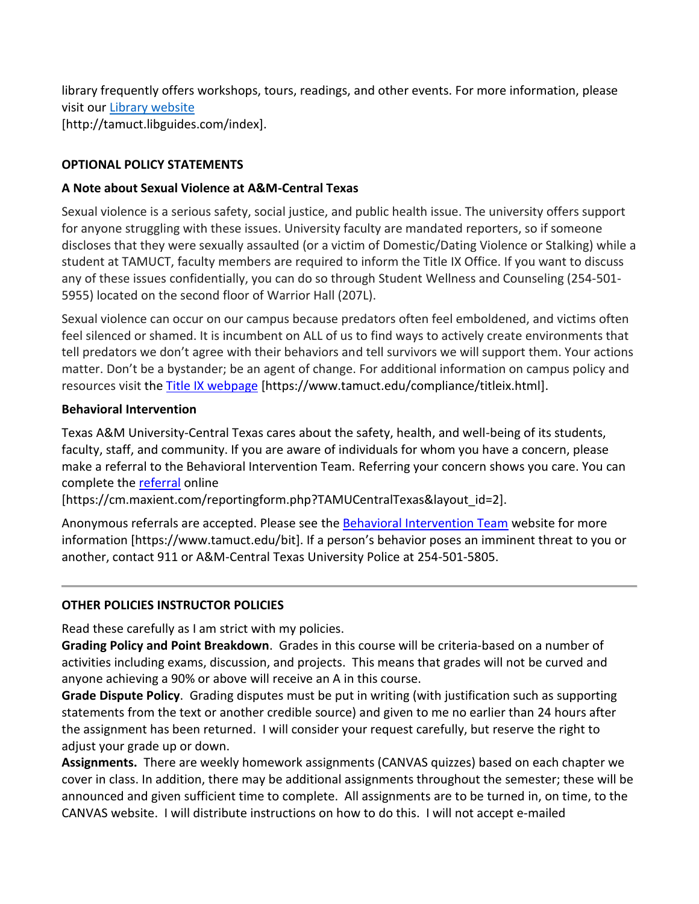library frequently offers workshops, tours, readings, and other events. For more information, please visit our [Library website](http://tamuct.libguides.com/index)
[http://tamuct.libguides.com/index].

**OPTIONAL POLICY STATEMENTS**

**A Note about Sexual Violence at A&M-Central Texas**

Sexual violence is a serious safety, social justice, and public health issue. The university offers support for anyone struggling with these issues. University faculty are mandated reporters, so if someone discloses that they were sexually assaulted (or a victim of Domestic/Dating Violence or Stalking) while a student at TAMUCT, faculty members are required to inform the Title IX Office. If you want to discuss any of these issues confidentially, you can do so through Student Wellness and Counseling (254-501-5955) located on the second floor of Warrior Hall (207L).

Sexual violence can occur on our campus because predators often feel emboldened, and victims often feel silenced or shamed. It is incumbent on ALL of us to find ways to actively create environments that tell predators we don't agree with their behaviors and tell survivors we will support them. Your actions matter. Don't be a bystander; be an agent of change. For additional information on campus policy and resources visit the [Title IX webpage](https://www.tamuct.edu/compliance/titleix.html) [https://www.tamuct.edu/compliance/titleix.html].

**Behavioral Intervention**

Texas A&M University-Central Texas cares about the safety, health, and well-being of its students, faculty, staff, and community. If you are aware of individuals for whom you have a concern, please make a referral to the Behavioral Intervention Team. Referring your concern shows you care. You can complete the [referral](https://cm.maxient.com/reportingform.php?TAMUCentralTexas&layout_id=2) online
[https://cm.maxient.com/reportingform.php?TAMUCentralTexas&layout_id=2].

Anonymous referrals are accepted. Please see the [Behavioral Intervention Team](https://www.tamuct.edu/bit) website for more information [https://www.tamuct.edu/bit]. If a person's behavior poses an imminent threat to you or another, contact 911 or A&M-Central Texas University Police at 254-501-5805.

---

**OTHER POLICIES INSTRUCTOR POLICIES**

Read these carefully as I am strict with my policies.

**Grading Policy and Point Breakdown**. Grades in this course will be criteria-based on a number of activities including exams, discussion, and projects. This means that grades will not be curved and anyone achieving a 90% or above will receive an A in this course.

**Grade Dispute Policy**. Grading disputes must be put in writing (with justification such as supporting statements from the text or another credible source) and given to me no earlier than 24 hours after the assignment has been returned. I will consider your request carefully, but reserve the right to adjust your grade up or down.

**Assignments.** There are weekly homework assignments (CANVAS quizzes) based on each chapter we cover in class. In addition, there may be additional assignments throughout the semester; these will be announced and given sufficient time to complete. All assignments are to be turned in, on time, to the CANVAS website. I will distribute instructions on how to do this. I will not accept e-mailed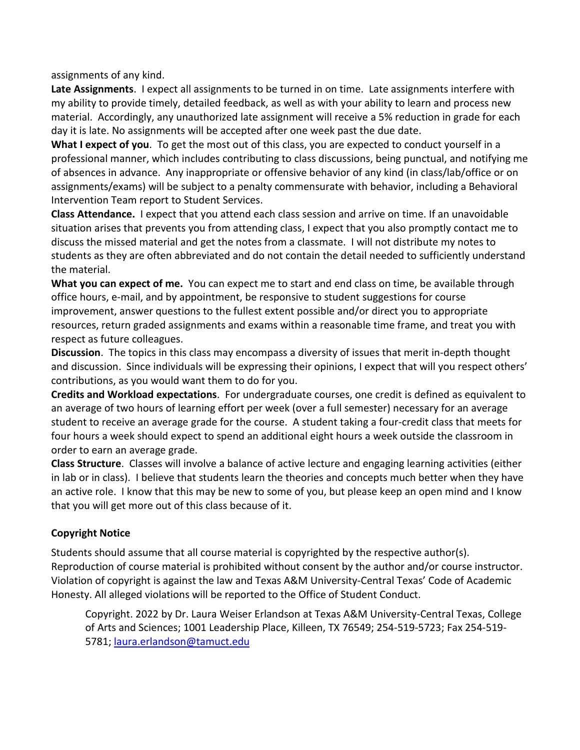assignments of any kind.

**Late Assignments**. I expect all assignments to be turned in on time. Late assignments interfere with my ability to provide timely, detailed feedback, as well as with your ability to learn and process new material. Accordingly, any unauthorized late assignment will receive a 5% reduction in grade for each day it is late. No assignments will be accepted after one week past the due date.

**What I expect of you**. To get the most out of this class, you are expected to conduct yourself in a professional manner, which includes contributing to class discussions, being punctual, and notifying me of absences in advance. Any inappropriate or offensive behavior of any kind (in class/lab/office or on assignments/exams) will be subject to a penalty commensurate with behavior, including a Behavioral Intervention Team report to Student Services.

**Class Attendance.** I expect that you attend each class session and arrive on time. If an unavoidable situation arises that prevents you from attending class, I expect that you also promptly contact me to discuss the missed material and get the notes from a classmate. I will not distribute my notes to students as they are often abbreviated and do not contain the detail needed to sufficiently understand the material.

**What you can expect of me.** You can expect me to start and end class on time, be available through office hours, e-mail, and by appointment, be responsive to student suggestions for course improvement, answer questions to the fullest extent possible and/or direct you to appropriate resources, return graded assignments and exams within a reasonable time frame, and treat you with respect as future colleagues.

**Discussion**. The topics in this class may encompass a diversity of issues that merit in-depth thought and discussion. Since individuals will be expressing their opinions, I expect that will you respect others' contributions, as you would want them to do for you.

**Credits and Workload expectations**. For undergraduate courses, one credit is defined as equivalent to an average of two hours of learning effort per week (over a full semester) necessary for an average student to receive an average grade for the course. A student taking a four-credit class that meets for four hours a week should expect to spend an additional eight hours a week outside the classroom in order to earn an average grade.

**Class Structure**. Classes will involve a balance of active lecture and engaging learning activities (either in lab or in class). I believe that students learn the theories and concepts much better when they have an active role. I know that this may be new to some of you, but please keep an open mind and I know that you will get more out of this class because of it.

**Copyright Notice**

Students should assume that all course material is copyrighted by the respective author(s). Reproduction of course material is prohibited without consent by the author and/or course instructor. Violation of copyright is against the law and Texas A&M University-Central Texas' Code of Academic Honesty. All alleged violations will be reported to the Office of Student Conduct.

> Copyright. 2022 by Dr. Laura Weiser Erlandson at Texas A&M University-Central Texas, College of Arts and Sciences; 1001 Leadership Place, Killeen, TX 76549; 254-519-5723; Fax 254-519-5781; laura.erlandson@tamuct.edu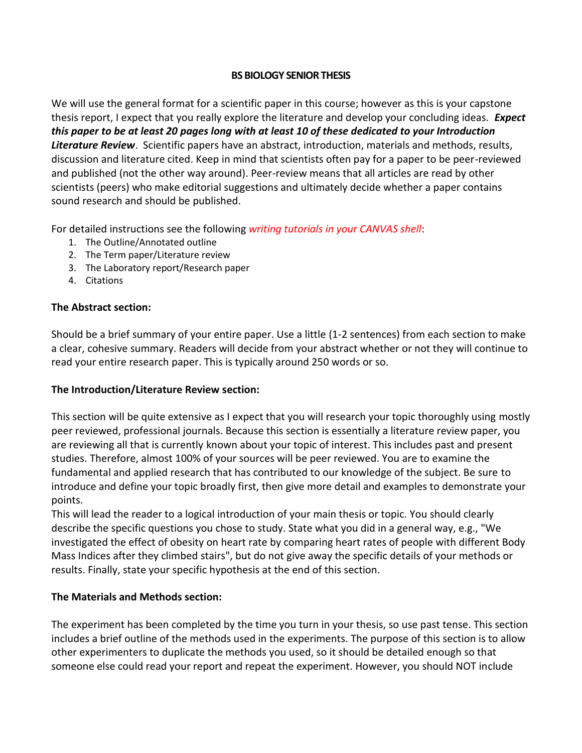## BS BIOLOGY SENIOR THESIS

We will use the general format for a scientific paper in this course; however as this is your capstone thesis report, I expect that you really explore the literature and develop your concluding ideas. ***Expect this paper to be at least 20 pages long with at least 10 of these dedicated to your Introduction Literature Review***. Scientific papers have an abstract, introduction, materials and methods, results, discussion and literature cited. Keep in mind that scientists often pay for a paper to be peer-reviewed and published (not the other way around). Peer-review means that all articles are read by other scientists (peers) who make editorial suggestions and ultimately decide whether a paper contains sound research and should be published.

For detailed instructions see the following *writing tutorials in your CANVAS shell*:

1. The Outline/Annotated outline
2. The Term paper/Literature review
3. The Laboratory report/Research paper
4. Citations

**The Abstract section:**

Should be a brief summary of your entire paper. Use a little (1-2 sentences) from each section to make a clear, cohesive summary. Readers will decide from your abstract whether or not they will continue to read your entire research paper. This is typically around 250 words or so.

**The Introduction/Literature Review section:**

This section will be quite extensive as I expect that you will research your topic thoroughly using mostly peer reviewed, professional journals. Because this section is essentially a literature review paper, you are reviewing all that is currently known about your topic of interest. This includes past and present studies. Therefore, almost 100% of your sources will be peer reviewed. You are to examine the fundamental and applied research that has contributed to our knowledge of the subject. Be sure to introduce and define your topic broadly first, then give more detail and examples to demonstrate your points.

This will lead the reader to a logical introduction of your main thesis or topic. You should clearly describe the specific questions you chose to study. State what you did in a general way, e.g., "We investigated the effect of obesity on heart rate by comparing heart rates of people with different Body Mass Indices after they climbed stairs", but do not give away the specific details of your methods or results. Finally, state your specific hypothesis at the end of this section.

**The Materials and Methods section:**

The experiment has been completed by the time you turn in your thesis, so use past tense. This section includes a brief outline of the methods used in the experiments. The purpose of this section is to allow other experimenters to duplicate the methods you used, so it should be detailed enough so that someone else could read your report and repeat the experiment. However, you should NOT include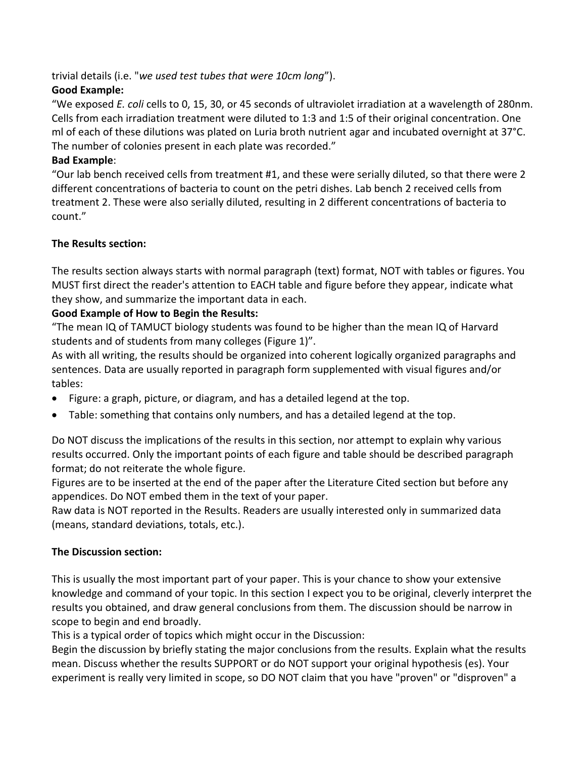trivial details (i.e. "*we used test tubes that were 10cm long*").

**Good Example:**

"We exposed *E. coli* cells to 0, 15, 30, or 45 seconds of ultraviolet irradiation at a wavelength of 280nm. Cells from each irradiation treatment were diluted to 1:3 and 1:5 of their original concentration. One ml of each of these dilutions was plated on Luria broth nutrient agar and incubated overnight at 37°C. The number of colonies present in each plate was recorded."

**Bad Example**:

"Our lab bench received cells from treatment #1, and these were serially diluted, so that there were 2 different concentrations of bacteria to count on the petri dishes. Lab bench 2 received cells from treatment 2. These were also serially diluted, resulting in 2 different concentrations of bacteria to count."

**The Results section:**

The results section always starts with normal paragraph (text) format, NOT with tables or figures. You MUST first direct the reader's attention to EACH table and figure before they appear, indicate what they show, and summarize the important data in each.

**Good Example of How to Begin the Results:**

"The mean IQ of TAMUCT biology students was found to be higher than the mean IQ of Harvard students and of students from many colleges (Figure 1)".

As with all writing, the results should be organized into coherent logically organized paragraphs and sentences. Data are usually reported in paragraph form supplemented with visual figures and/or tables:

- Figure: a graph, picture, or diagram, and has a detailed legend at the top.
- Table: something that contains only numbers, and has a detailed legend at the top.

Do NOT discuss the implications of the results in this section, nor attempt to explain why various results occurred. Only the important points of each figure and table should be described paragraph format; do not reiterate the whole figure.

Figures are to be inserted at the end of the paper after the Literature Cited section but before any appendices. Do NOT embed them in the text of your paper.

Raw data is NOT reported in the Results. Readers are usually interested only in summarized data (means, standard deviations, totals, etc.).

**The Discussion section:**

This is usually the most important part of your paper. This is your chance to show your extensive knowledge and command of your topic. In this section I expect you to be original, cleverly interpret the results you obtained, and draw general conclusions from them. The discussion should be narrow in scope to begin and end broadly.

This is a typical order of topics which might occur in the Discussion:

Begin the discussion by briefly stating the major conclusions from the results. Explain what the results mean. Discuss whether the results SUPPORT or do NOT support your original hypothesis (es). Your experiment is really very limited in scope, so DO NOT claim that you have "proven" or "disproven" a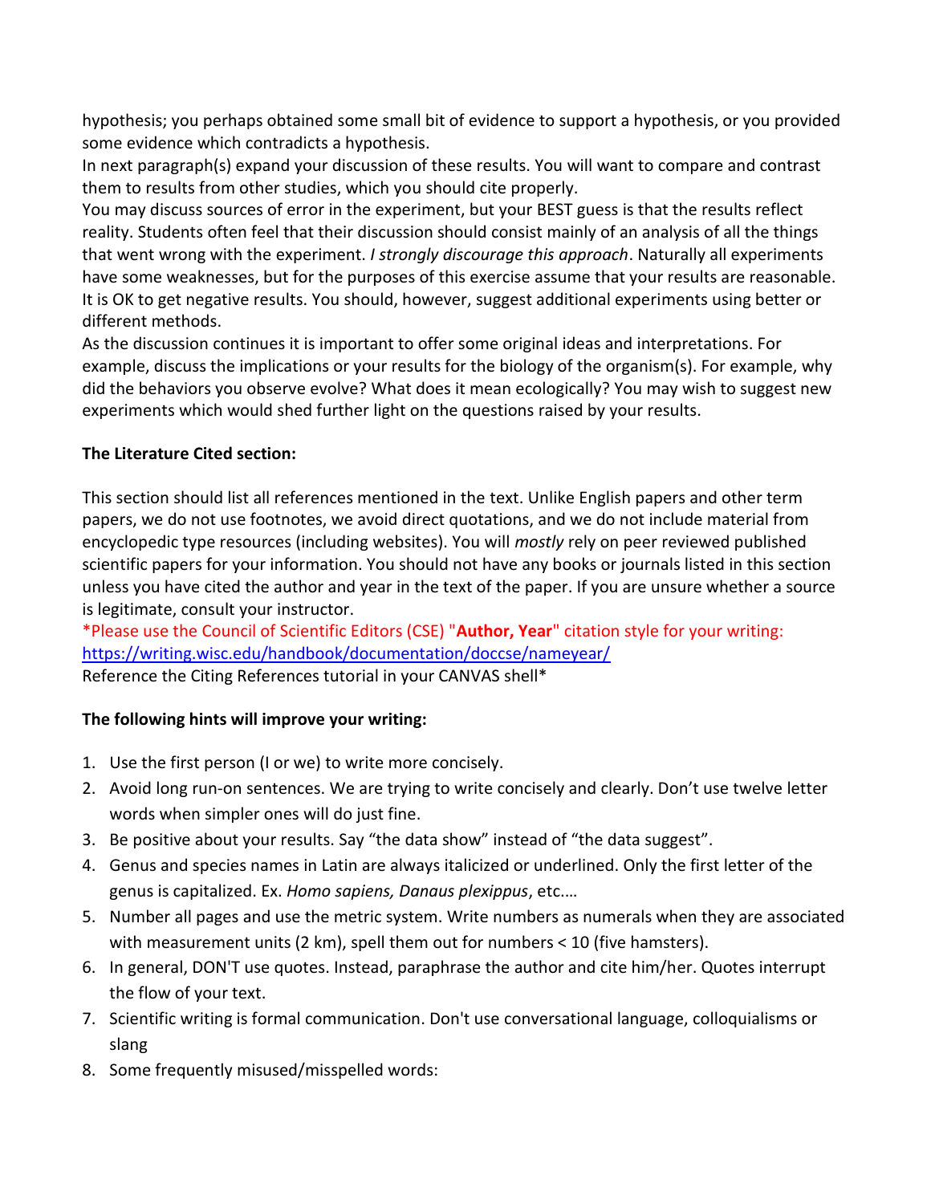hypothesis; you perhaps obtained some small bit of evidence to support a hypothesis, or you provided some evidence which contradicts a hypothesis.

In next paragraph(s) expand your discussion of these results. You will want to compare and contrast them to results from other studies, which you should cite properly.

You may discuss sources of error in the experiment, but your BEST guess is that the results reflect reality. Students often feel that their discussion should consist mainly of an analysis of all the things that went wrong with the experiment. *I strongly discourage this approach*. Naturally all experiments have some weaknesses, but for the purposes of this exercise assume that your results are reasonable. It is OK to get negative results. You should, however, suggest additional experiments using better or different methods.

As the discussion continues it is important to offer some original ideas and interpretations. For example, discuss the implications or your results for the biology of the organism(s). For example, why did the behaviors you observe evolve? What does it mean ecologically? You may wish to suggest new experiments which would shed further light on the questions raised by your results.

**The Literature Cited section:**

This section should list all references mentioned in the text. Unlike English papers and other term papers, we do not use footnotes, we avoid direct quotations, and we do not include material from encyclopedic type resources (including websites). You will *mostly* rely on peer reviewed published scientific papers for your information. You should not have any books or journals listed in this section unless you have cited the author and year in the text of the paper. If you are unsure whether a source is legitimate, consult your instructor.

*Please use the Council of Scientific Editors (CSE) "**Author, Year**" citation style for your writing: https://writing.wisc.edu/handbook/documentation/doccse/nameyear/
Reference the Citing References tutorial in your CANVAS shell*

**The following hints will improve your writing:**

1. Use the first person (I or we) to write more concisely.
2. Avoid long run-on sentences. We are trying to write concisely and clearly. Don't use twelve letter words when simpler ones will do just fine.
3. Be positive about your results. Say "the data show" instead of "the data suggest".
4. Genus and species names in Latin are always italicized or underlined. Only the first letter of the genus is capitalized. Ex. *Homo sapiens, Danaus plexippus*, etc.…
5. Number all pages and use the metric system. Write numbers as numerals when they are associated with measurement units (2 km), spell them out for numbers < 10 (five hamsters).
6. In general, DON'T use quotes. Instead, paraphrase the author and cite him/her. Quotes interrupt the flow of your text.
7. Scientific writing is formal communication. Don't use conversational language, colloquialisms or slang
8. Some frequently misused/misspelled words: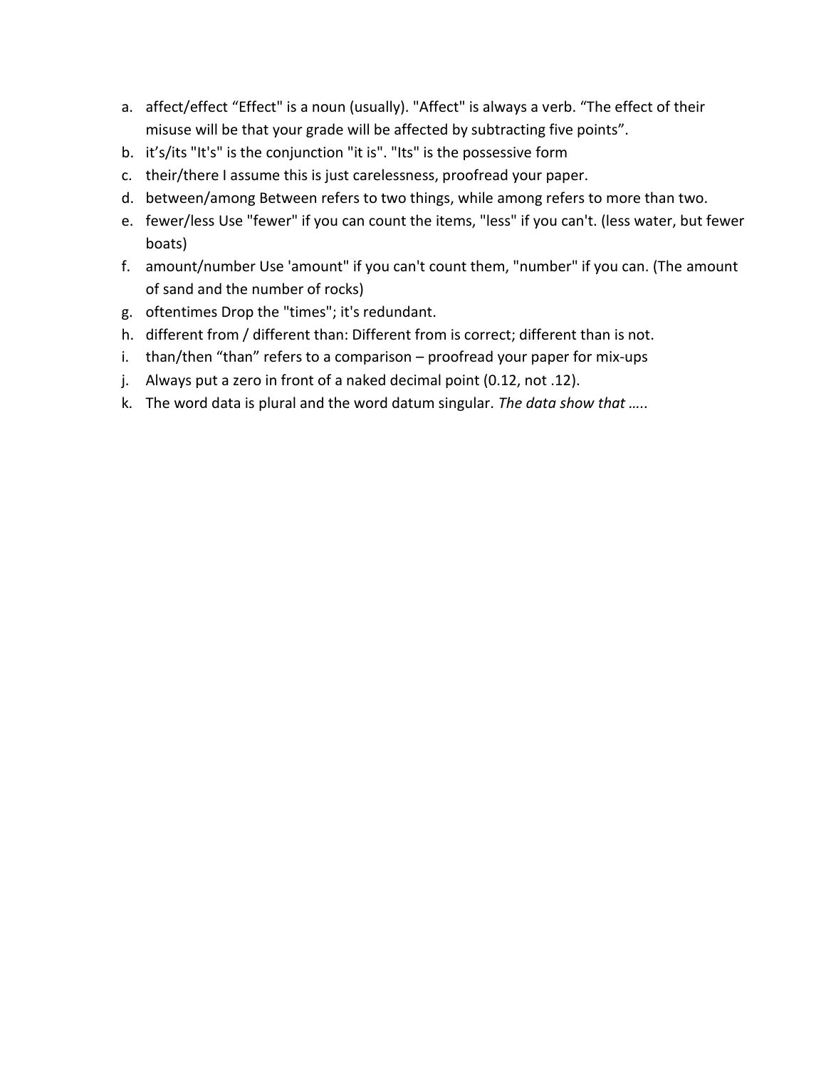a. affect/effect “Effect" is a noun (usually). "Affect" is always a verb. “The effect of their misuse will be that your grade will be affected by subtracting five points”.
b. it’s/its "It's" is the conjunction "it is". "Its" is the possessive form
c. their/there I assume this is just carelessness, proofread your paper.
d. between/among Between refers to two things, while among refers to more than two.
e. fewer/less Use "fewer" if you can count the items, "less" if you can't. (less water, but fewer boats)
f. amount/number Use 'amount" if you can't count them, "number" if you can. (The amount of sand and the number of rocks)
g. oftentimes Drop the "times"; it's redundant.
h. different from / different than: Different from is correct; different than is not.
i. than/then “than” refers to a comparison – proofread your paper for mix-ups
j. Always put a zero in front of a naked decimal point (0.12, not .12).
k. The word data is plural and the word datum singular. *The data show that …..*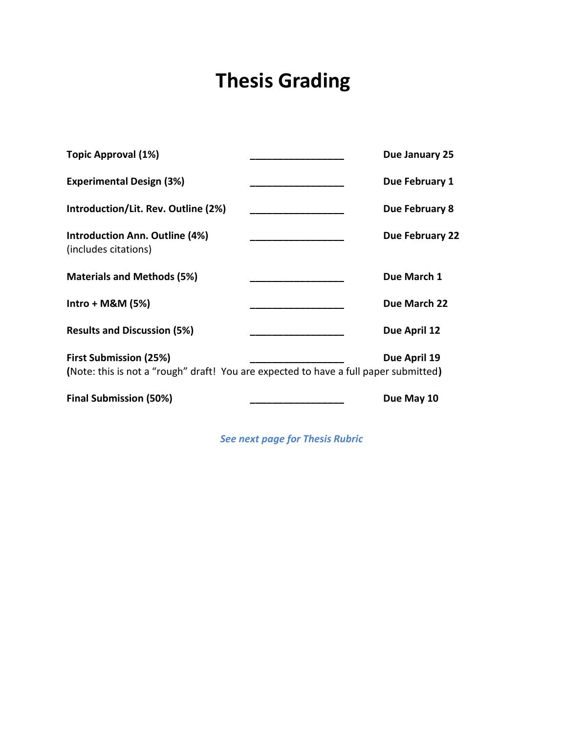# Thesis Grading

| | | |
|---|---|---|
| **Topic Approval (1%)** | _________________ | **Due January 25** |
| **Experimental Design (3%)** | _________________ | **Due February 1** |
| **Introduction/Lit. Rev. Outline (2%)** | _________________ | **Due February 8** |
| **Introduction Ann. Outline (4%)** (includes citations) | _________________ | **Due February 22** |
| **Materials and Methods (5%)** | _________________ | **Due March 1** |
| **Intro + M&M (5%)** | _________________ | **Due March 22** |
| **Results and Discussion (5%)** | _________________ | **Due April 12** |
| **First Submission (25%)** | _________________ | **Due April 19** |
| **Final Submission (50%)** | _________________ | **Due May 10** |

**(**Note: this is not a "rough" draft! You are expected to have a full paper submitted**)** — applies to First Submission.

***See next page for Thesis Rubric***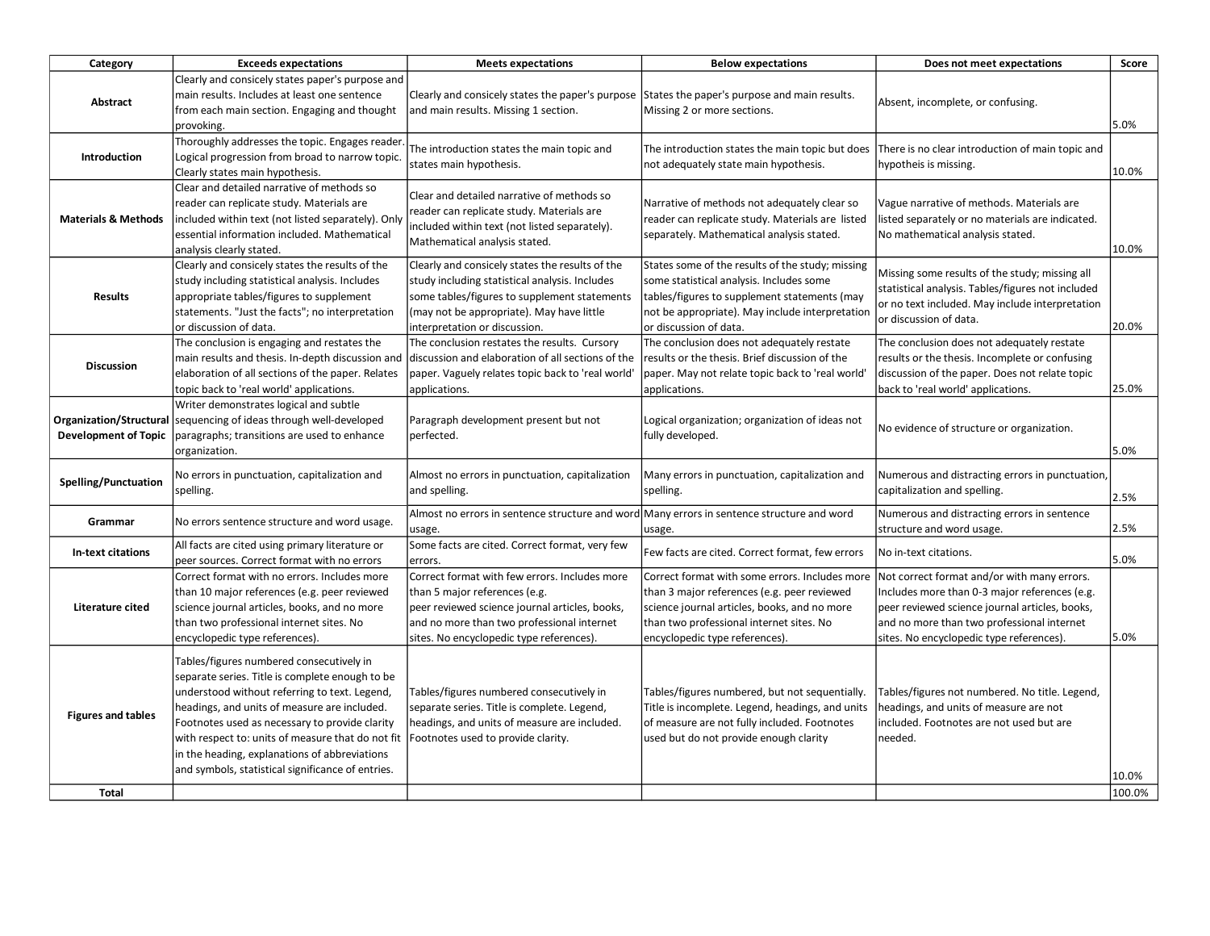| Category | Exceeds expectations | Meets expectations | Below expectations | Does not meet expectations | Score |
|---|---|---|---|---|---|
| Abstract | Clearly and consicely states paper's purpose and main results. Includes at least one sentence from each main section. Engaging and thought provoking. | Clearly and consicely states the paper's purpose and main results. Missing 1 section. | States the paper's purpose and main results. Missing 2 or more sections. | Absent, incomplete, or confusing. | 5.0% |
| Introduction | Thoroughly addresses the topic. Engages reader. Logical progression from broad to narrow topic. Clearly states main hypothesis. | The introduction states the main topic and states main hypothesis. | The introduction states the main topic but does not adequately state main hypothesis. | There is no clear introduction of main topic and hypotheis is missing. | 10.0% |
| Materials & Methods | Clear and detailed narrative of methods so reader can replicate study. Materials are included within text (not listed separately). Only essential information included. Mathematical analysis clearly stated. | Clear and detailed narrative of methods so reader can replicate study. Materials are included within text (not listed separately). Mathematical analysis stated. | Narrative of methods not adequately clear so reader can replicate study. Materials are listed separately. Mathematical analysis stated. | Vague narrative of methods. Materials are listed separately or no materials are indicated. No mathematical analysis stated. | 10.0% |
| Results | Clearly and consicely states the results of the study including statistical analysis. Includes appropriate tables/figures to supplement statements. "Just the facts"; no interpretation or discussion of data. | Clearly and consicely states the results of the study including statistical analysis. Includes some tables/figures to supplement statements (may not be appropriate). May have little interpretation or discussion. | States some of the results of the study; missing some statistical analysis. Includes some tables/figures to supplement statements (may not be appropriate). May include interpretation or discussion of data. | Missing some results of the study; missing all statistical analysis. Tables/figures not included or no text included. May include interpretation or discussion of data. | 20.0% |
| Discussion | The conclusion is engaging and restates the main results and thesis. In-depth discussion and elaboration of all sections of the paper. Relates topic back to 'real world' applications. | The conclusion restates the results. Cursory discussion and elaboration of all sections of the paper. Vaguely relates topic back to 'real world' applications. | The conclusion does not adequately restate results or the thesis. Brief discussion of the paper. May not relate topic back to 'real world' applications. | The conclusion does not adequately restate results or the thesis. Incomplete or confusing discussion of the paper. Does not relate topic back to 'real world' applications. | 25.0% |
| Organization/Structural Development of Topic | Writer demonstrates logical and subtle sequencing of ideas through well-developed paragraphs; transitions are used to enhance organization. | Paragraph development present but not perfected. | Logical organization; organization of ideas not fully developed. | No evidence of structure or organization. | 5.0% |
| Spelling/Punctuation | No errors in punctuation, capitalization and spelling. | Almost no errors in punctuation, capitalization and spelling. | Many errors in punctuation, capitalization and spelling. | Numerous and distracting errors in punctuation, capitalization and spelling. | 2.5% |
| Grammar | No errors sentence structure and word usage. | Almost no errors in sentence structure and word usage. | Many errors in sentence structure and word usage. | Numerous and distracting errors in sentence structure and word usage. | 2.5% |
| In-text citations | All facts are cited using primary literature or peer sources. Correct format with no errors | Some facts are cited. Correct format, very few errors. | Few facts are cited. Correct format, few errors | No in-text citations. | 5.0% |
| Literature cited | Correct format with no errors. Includes more than 10 major references (e.g. peer reviewed science journal articles, books, and no more than two professional internet sites. No encyclopedic type references). | Correct format with few errors. Includes more than 5 major references (e.g. peer reviewed science journal articles, books, and no more than two professional internet sites. No encyclopedic type references). | Correct format with some errors. Includes more than 3 major references (e.g. peer reviewed science journal articles, books, and no more than two professional internet sites. No encyclopedic type references). | Not correct format and/or with many errors. Includes more than 0-3 major references (e.g. peer reviewed science journal articles, books, and no more than two professional internet sites. No encyclopedic type references). | 5.0% |
| Figures and tables | Tables/figures numbered consecutively in separate series. Title is complete enough to be understood without referring to text. Legend, headings, and units of measure are included. Footnotes used as necessary to provide clarity with respect to: units of measure that do not fit in the heading, explanations of abbreviations and symbols, statistical significance of entries. | Tables/figures numbered consecutively in separate series. Title is complete. Legend, headings, and units of measure are included. Footnotes used to provide clarity. | Tables/figures numbered, but not sequentially. Title is incomplete. Legend, headings, and units of measure are not fully included. Footnotes used but do not provide enough clarity | Tables/figures not numbered. No title. Legend, headings, and units of measure are not included. Footnotes are not used but are needed. | 10.0% |
| Total | | | | | 100.0% |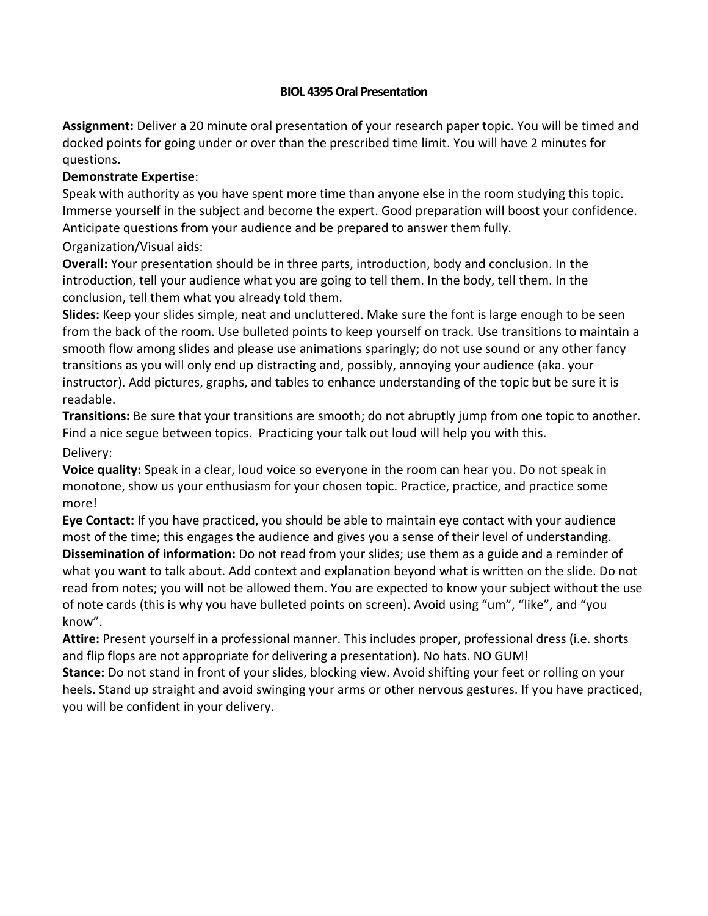# BIOL 4395 Oral Presentation

**Assignment:** Deliver a 20 minute oral presentation of your research paper topic. You will be timed and docked points for going under or over than the prescribed time limit. You will have 2 minutes for questions.

**Demonstrate Expertise**:

Speak with authority as you have spent more time than anyone else in the room studying this topic. Immerse yourself in the subject and become the expert. Good preparation will boost your confidence. Anticipate questions from your audience and be prepared to answer them fully.

Organization/Visual aids:

**Overall:** Your presentation should be in three parts, introduction, body and conclusion. In the introduction, tell your audience what you are going to tell them. In the body, tell them. In the conclusion, tell them what you already told them.

**Slides:** Keep your slides simple, neat and uncluttered. Make sure the font is large enough to be seen from the back of the room. Use bulleted points to keep yourself on track. Use transitions to maintain a smooth flow among slides and please use animations sparingly; do not use sound or any other fancy transitions as you will only end up distracting and, possibly, annoying your audience (aka. your instructor). Add pictures, graphs, and tables to enhance understanding of the topic but be sure it is readable.

**Transitions:** Be sure that your transitions are smooth; do not abruptly jump from one topic to another. Find a nice segue between topics. Practicing your talk out loud will help you with this.

Delivery:

**Voice quality:** Speak in a clear, loud voice so everyone in the room can hear you. Do not speak in monotone, show us your enthusiasm for your chosen topic. Practice, practice, and practice some more!

**Eye Contact:** If you have practiced, you should be able to maintain eye contact with your audience most of the time; this engages the audience and gives you a sense of their level of understanding.

**Dissemination of information:** Do not read from your slides; use them as a guide and a reminder of what you want to talk about. Add context and explanation beyond what is written on the slide. Do not read from notes; you will not be allowed them. You are expected to know your subject without the use of note cards (this is why you have bulleted points on screen). Avoid using "um", "like", and "you know".

**Attire:** Present yourself in a professional manner. This includes proper, professional dress (i.e. shorts and flip flops are not appropriate for delivering a presentation). No hats. NO GUM!

**Stance:** Do not stand in front of your slides, blocking view. Avoid shifting your feet or rolling on your heels. Stand up straight and avoid swinging your arms or other nervous gestures. If you have practiced, you will be confident in your delivery.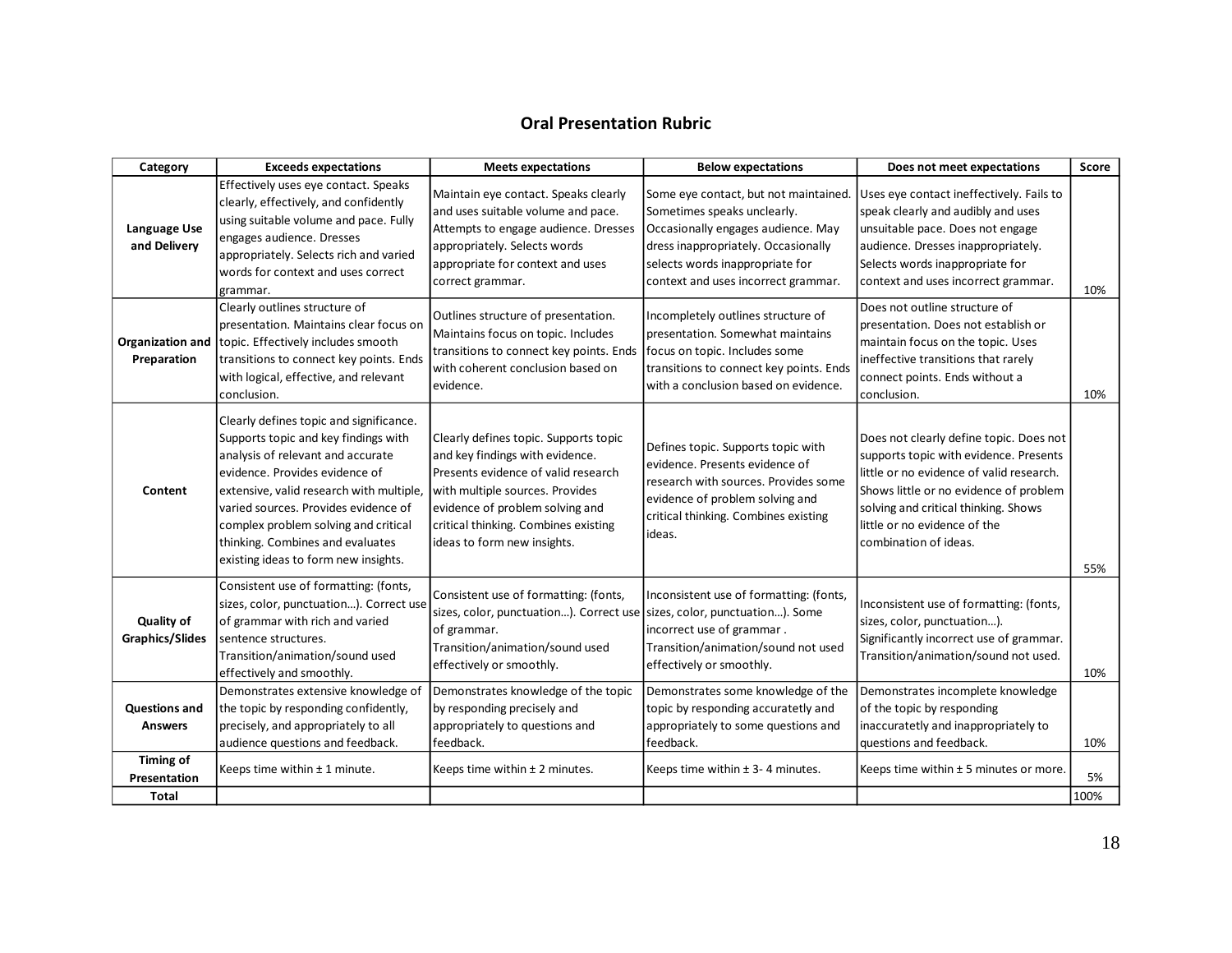## Oral Presentation Rubric

| Category | Exceeds expectations | Meets expectations | Below expectations | Does not meet expectations | Score |
|---|---|---|---|---|---|
| Language Use and Delivery | Effectively uses eye contact. Speaks clearly, effectively, and confidently using suitable volume and pace. Fully engages audience. Dresses appropriately. Selects rich and varied words for context and uses correct grammar. | Maintain eye contact. Speaks clearly and uses suitable volume and pace. Attempts to engage audience. Dresses appropriately. Selects words appropriate for context and uses correct grammar. | Some eye contact, but not maintained. Sometimes speaks unclearly. Occasionally engages audience. May dress inappropriately. Occasionally selects words inappropriate for context and uses incorrect grammar. | Uses eye contact ineffectively. Fails to speak clearly and audibly and uses unsuitable pace. Does not engage audience. Dresses inappropriately. Selects words inappropriate for context and uses incorrect grammar. | 10% |
| Organization and Preparation | Clearly outlines structure of presentation. Maintains clear focus on topic. Effectively includes smooth transitions to connect key points. Ends with logical, effective, and relevant conclusion. | Outlines structure of presentation. Maintains focus on topic. Includes transitions to connect key points. Ends with coherent conclusion based on evidence. | Incompletely outlines structure of presentation. Somewhat maintains focus on topic. Includes some transitions to connect key points. Ends with a conclusion based on evidence. | Does not outline structure of presentation. Does not establish or maintain focus on the topic. Uses ineffective transitions that rarely connect points. Ends without a conclusion. | 10% |
| Content | Clearly defines topic and significance. Supports topic and key findings with analysis of relevant and accurate evidence. Provides evidence of extensive, valid research with multiple, varied sources. Provides evidence of complex problem solving and critical thinking. Combines and evaluates existing ideas to form new insights. | Clearly defines topic. Supports topic and key findings with evidence. Presents evidence of valid research with multiple sources. Provides evidence of problem solving and critical thinking. Combines existing ideas to form new insights. | Defines topic. Supports topic with evidence. Presents evidence of research with sources. Provides some evidence of problem solving and critical thinking. Combines existing ideas. | Does not clearly define topic. Does not supports topic with evidence. Presents little or no evidence of valid research. Shows little or no evidence of problem solving and critical thinking. Shows little or no evidence of the combination of ideas. | 55% |
| Quality of Graphics/Slides | Consistent use of formatting: (fonts, sizes, color, punctuation…). Correct use of grammar with rich and varied sentence structures. Transition/animation/sound used effectively and smoothly. | Consistent use of formatting: (fonts, sizes, color, punctuation…). Correct use of grammar. Transition/animation/sound used effectively or smoothly. | Inconsistent use of formatting: (fonts, sizes, color, punctuation…). Some incorrect use of grammar . Transition/animation/sound not used effectively or smoothly. | Inconsistent use of formatting: (fonts, sizes, color, punctuation…). Significantly incorrect use of grammar. Transition/animation/sound not used. | 10% |
| Questions and Answers | Demonstrates extensive knowledge of the topic by responding confidently, precisely, and appropriately to all audience questions and feedback. | Demonstrates knowledge of the topic by responding precisely and appropriately to questions and feedback. | Demonstrates some knowledge of the topic by responding accuratetly and appropriately to some questions and feedback. | Demonstrates incomplete knowledge of the topic by responding inaccuratetly and inappropriately to questions and feedback. | 10% |
| Timing of Presentation | Keeps time within ± 1 minute. | Keeps time within ± 2 minutes. | Keeps time within ± 3- 4 minutes. | Keeps time within ± 5 minutes or more. | 5% |
| Total | | | | | 100% |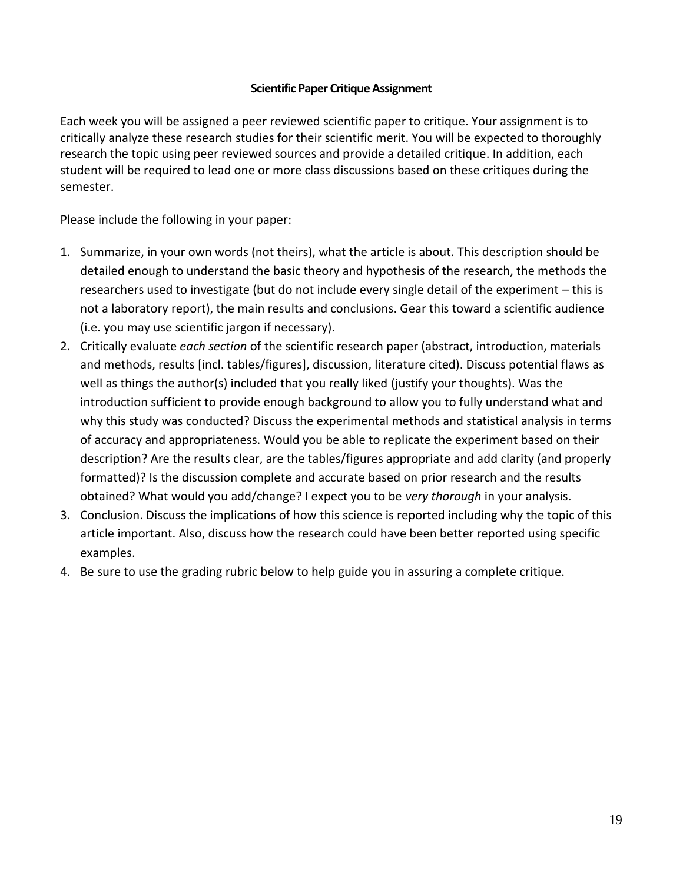**Scientific Paper Critique Assignment**

Each week you will be assigned a peer reviewed scientific paper to critique. Your assignment is to critically analyze these research studies for their scientific merit. You will be expected to thoroughly research the topic using peer reviewed sources and provide a detailed critique. In addition, each student will be required to lead one or more class discussions based on these critiques during the semester.

Please include the following in your paper:

1. Summarize, in your own words (not theirs), what the article is about. This description should be detailed enough to understand the basic theory and hypothesis of the research, the methods the researchers used to investigate (but do not include every single detail of the experiment – this is not a laboratory report), the main results and conclusions. Gear this toward a scientific audience (i.e. you may use scientific jargon if necessary).
2. Critically evaluate *each section* of the scientific research paper (abstract, introduction, materials and methods, results [incl. tables/figures], discussion, literature cited). Discuss potential flaws as well as things the author(s) included that you really liked (justify your thoughts). Was the introduction sufficient to provide enough background to allow you to fully understand what and why this study was conducted? Discuss the experimental methods and statistical analysis in terms of accuracy and appropriateness. Would you be able to replicate the experiment based on their description? Are the results clear, are the tables/figures appropriate and add clarity (and properly formatted)? Is the discussion complete and accurate based on prior research and the results obtained? What would you add/change? I expect you to be *very thorough* in your analysis.
3. Conclusion. Discuss the implications of how this science is reported including why the topic of this article important. Also, discuss how the research could have been better reported using specific examples.
4. Be sure to use the grading rubric below to help guide you in assuring a complete critique.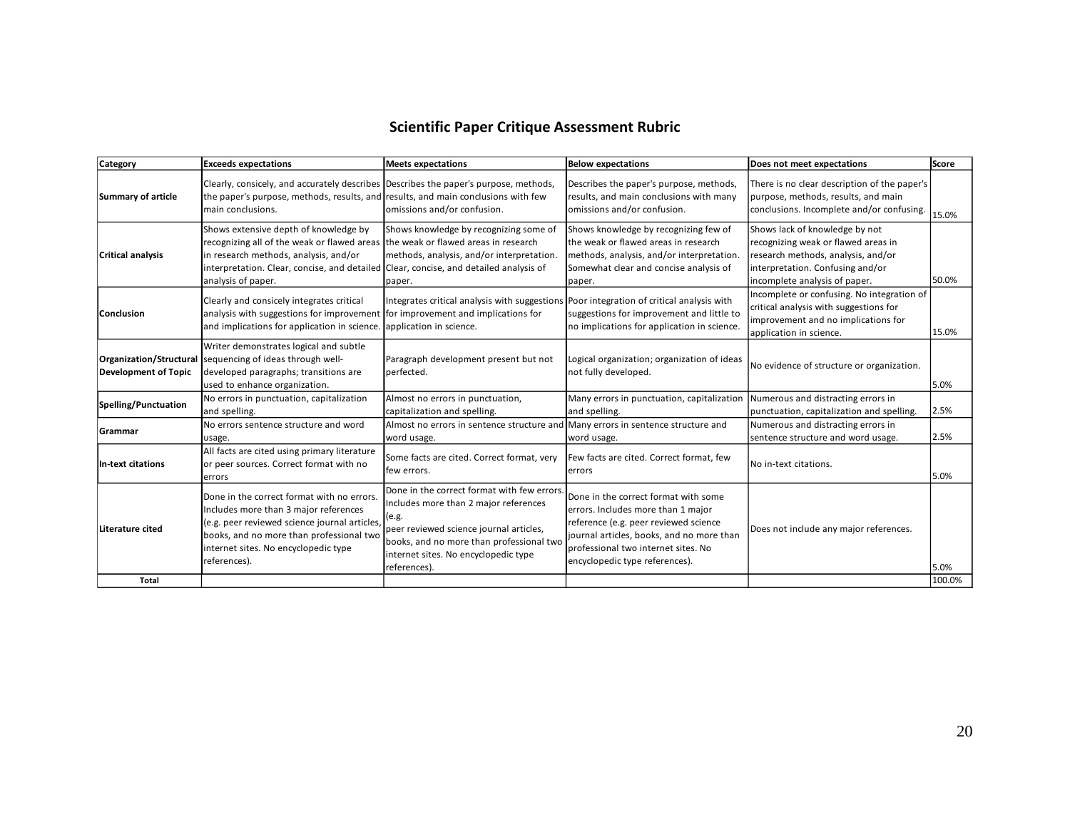## Scientific Paper Critique Assessment Rubric

| Category | Exceeds expectations | Meets expectations | Below expectations | Does not meet expectations | Score |
|---|---|---|---|---|---|
| **Summary of article** | Clearly, consicely, and accurately describes the paper's purpose, methods, results, and main conclusions. | Describes the paper's purpose, methods, results, and main conclusions with few omissions and/or confusion. | Describes the paper's purpose, methods, results, and main conclusions with many omissions and/or confusion. | There is no clear description of the paper's purpose, methods, results, and main conclusions. Incomplete and/or confusing. | 15.0% |
| **Critical analysis** | Shows extensive depth of knowledge by recognizing all of the weak or flawed areas in research methods, analysis, and/or interpretation. Clear, concise, and detailed analysis of paper. | Shows knowledge by recognizing some of the weak or flawed areas in research methods, analysis, and/or interpretation. Clear, concise, and detailed analysis of paper. | Shows knowledge by recognizing few of the weak or flawed areas in research methods, analysis, and/or interpretation. Somewhat clear and concise analysis of paper. | Shows lack of knowledge by not recognizing weak or flawed areas in research methods, analysis, and/or interpretation. Confusing and/or incomplete analysis of paper. | 50.0% |
| **Conclusion** | Clearly and consicely integrates critical analysis with suggestions for improvement and implications for application in science. | Integrates critical analysis with suggestions for improvement and implications for application in science. | Poor integration of critical analysis with suggestions for improvement and little to no implications for application in science. | Incomplete or confusing. No integration of critical analysis with suggestions for improvement and no implications for application in science. | 15.0% |
| **Organization/Structural Development of Topic** | Writer demonstrates logical and subtle sequencing of ideas through well-developed paragraphs; transitions are used to enhance organization. | Paragraph development present but not perfected. | Logical organization; organization of ideas not fully developed. | No evidence of structure or organization. | 5.0% |
| **Spelling/Punctuation** | No errors in punctuation, capitalization and spelling. | Almost no errors in punctuation, capitalization and spelling. | Many errors in punctuation, capitalization and spelling. | Numerous and distracting errors in punctuation, capitalization and spelling. | 2.5% |
| **Grammar** | No errors sentence structure and word usage. | Almost no errors in sentence structure and word usage. | Many errors in sentence structure and word usage. | Numerous and distracting errors in sentence structure and word usage. | 2.5% |
| **In-text citations** | All facts are cited using primary literature or peer sources. Correct format with no errors | Some facts are cited. Correct format, very few errors. | Few facts are cited. Correct format, few errors | No in-text citations. | 5.0% |
| **Literature cited** | Done in the correct format with no errors. Includes more than 3 major references (e.g. peer reviewed science journal articles, books, and no more than professional two internet sites. No encyclopedic type references). | Done in the correct format with few errors. Includes more than 2 major references (e.g. peer reviewed science journal articles, books, and no more than professional two internet sites. No encyclopedic type references). | Done in the correct format with some errors. Includes more than 1 major reference (e.g. peer reviewed science journal articles, books, and no more than professional two internet sites. No encyclopedic type references). | Does not include any major references. | 5.0% |
| **Total** | | | | | 100.0% |